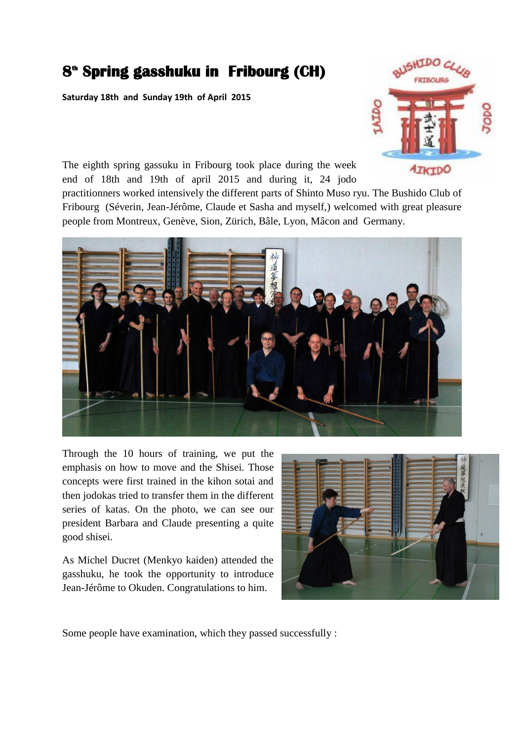# 8th Spring gasshuku in Fribourg (CH)

**Saturday 18th and Sunday 19th of April 2015**

The eighth spring gassuku in Fribourg took place during the week end of 18th and 19th of april 2015 and during it, 24 jodo practitionners worked intensively the different parts of Shinto Muso ryu. The Bushido Club of Fribourg (Séverin, Jean-Jérôme, Claude et Sasha and myself,) welcomed with great pleasure people from Montreux, Genève, Sion, Zürich, Bâle, Lyon, Mâcon and Germany.

Through the 10 hours of training, we put the emphasis on how to move and the Shisei. Those concepts were first trained in the kihon sotai and then jodokas tried to transfer them in the different series of katas. On the photo, we can see our president Barbara and Claude presenting a quite good shisei.

As Michel Ducret (Menkyo kaiden) attended the gasshuku, he took the opportunity to introduce Jean-Jérôme to Okuden. Congratulations to him.

Some people have examination, which they passed successfully :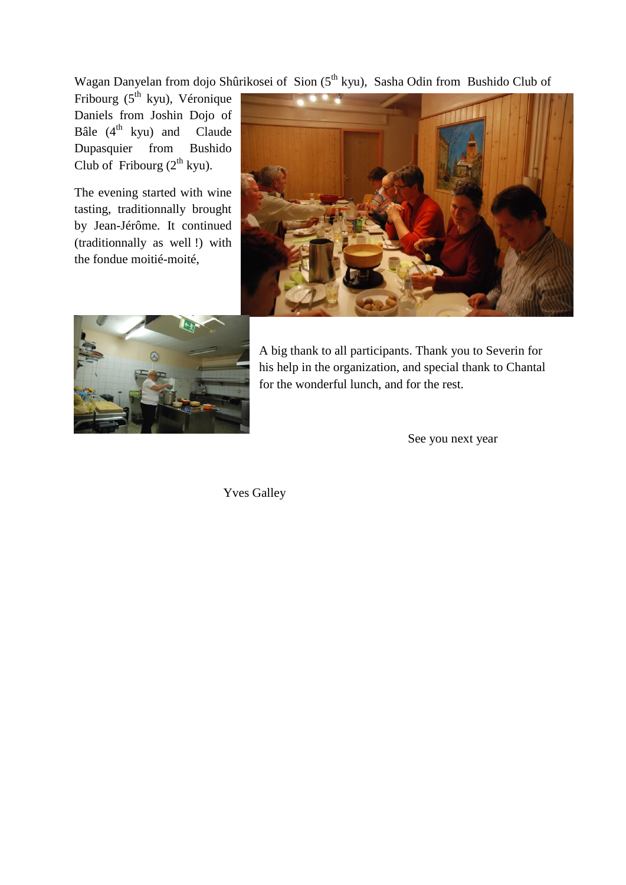Wagan Danyelan from dojo Shûrikosei of Sion (5th kyu), Sasha Odin from Bushido Club of Fribourg (5th kyu), Véronique Daniels from Joshin Dojo of Bâle (4th kyu) and Claude Dupasquier from Bushido Club of Fribourg (2th kyu).

The evening started with wine tasting, traditionnally brought by Jean-Jérôme. It continued (traditionnally as well !) with the fondue moitié-moité,

A big thank to all participants. Thank you to Severin for his help in the organization, and special thank to Chantal for the wonderful lunch, and for the rest.

See you next year

Yves Galley